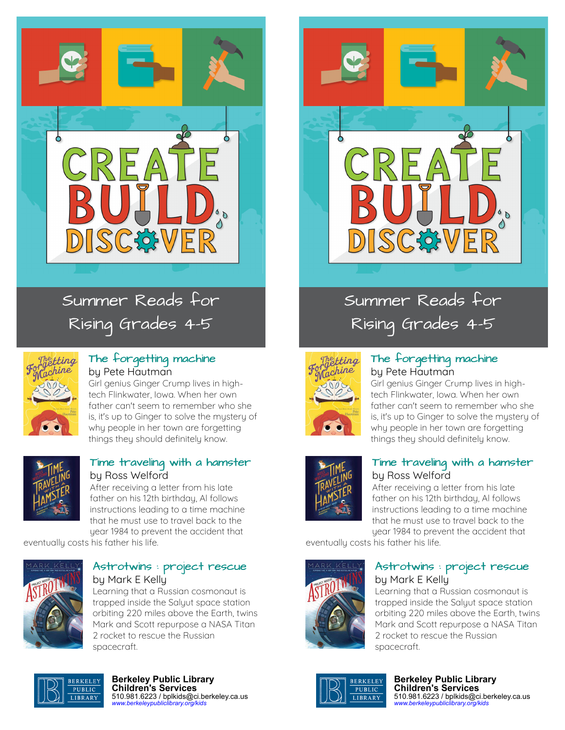# CREATE BUILD DISCOVER

## Summer Reads for Rising Grades 4-5

### The forgetting machine

by Pete Hautman

Girl genius Ginger Crump lives in high-tech Flinkwater, Iowa. When her own father can't seem to remember who she is, it's up to Ginger to solve the mystery of why people in her town are forgetting things they should definitely know.

### Time traveling with a hamster

by Ross Welford

After receiving a letter from his late father on his 12th birthday, Al follows instructions leading to a time machine that he must use to travel back to the year 1984 to prevent the accident that eventually costs his father his life.

### Astrotwins : project rescue

by Mark E Kelly

Learning that a Russian cosmonaut is trapped inside the Salyut space station orbiting 220 miles above the Earth, twins Mark and Scott repurpose a NASA Titan 2 rocket to rescue the Russian spacecraft.

BERKELEY PUBLIC LIBRARY

**Berkeley Public Library**
**Children's Services**
510.981.6223 / bplkids@ci.berkeley.ca.us
*www.berkeleypubliclibrary.org/kids*

# CREATE BUILD DISCOVER

## Summer Reads for Rising Grades 4-5

### The forgetting machine

by Pete Hautman

Girl genius Ginger Crump lives in high-tech Flinkwater, Iowa. When her own father can't seem to remember who she is, it's up to Ginger to solve the mystery of why people in her town are forgetting things they should definitely know.

### Time traveling with a hamster

by Ross Welford

After receiving a letter from his late father on his 12th birthday, Al follows instructions leading to a time machine that he must use to travel back to the year 1984 to prevent the accident that eventually costs his father his life.

### Astrotwins : project rescue

by Mark E Kelly

Learning that a Russian cosmonaut is trapped inside the Salyut space station orbiting 220 miles above the Earth, twins Mark and Scott repurpose a NASA Titan 2 rocket to rescue the Russian spacecraft.

BERKELEY PUBLIC LIBRARY

**Berkeley Public Library**
**Children's Services**
510.981.6223 / bplkids@ci.berkeley.ca.us
*www.berkeleypubliclibrary.org/kids*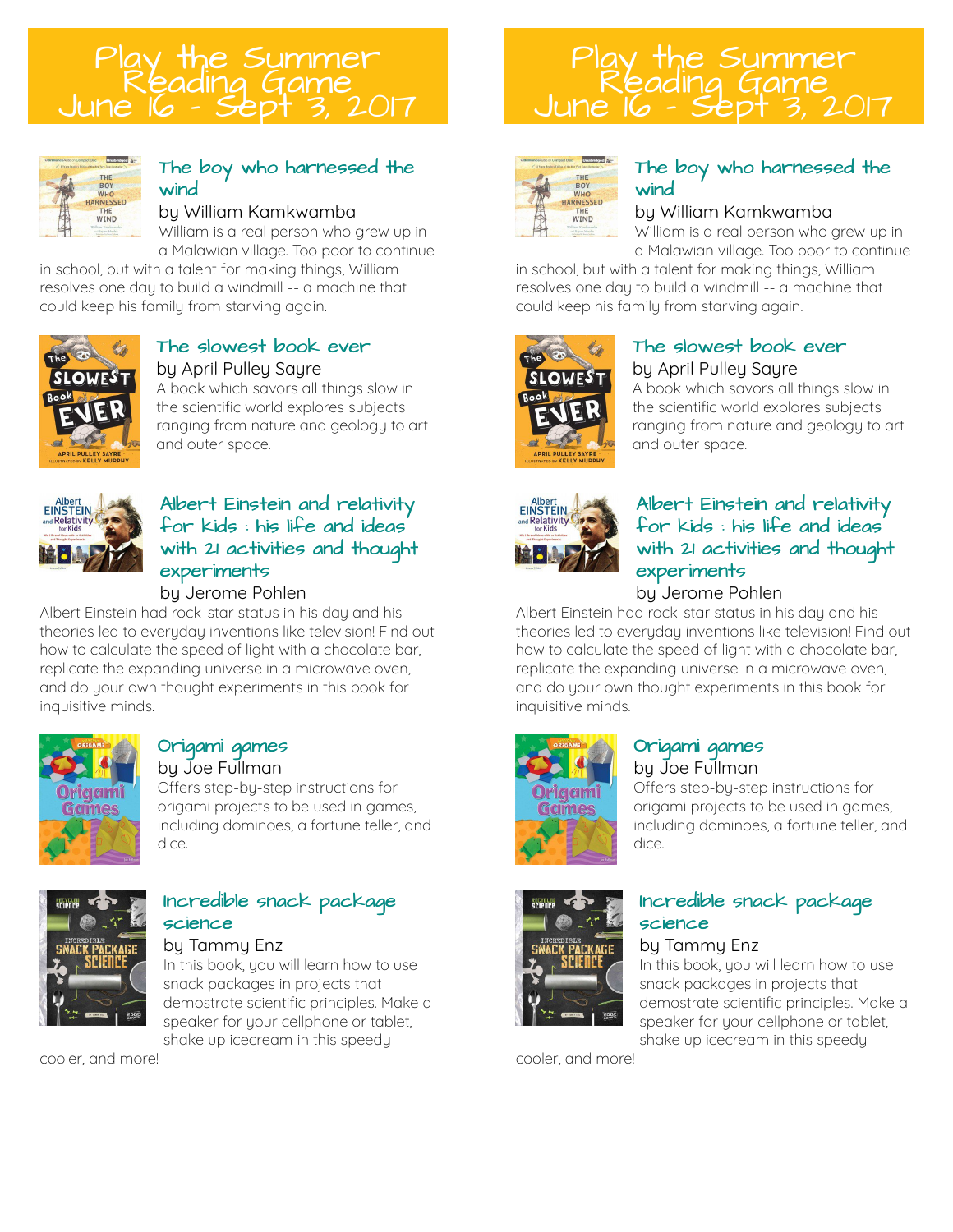# Play the Summer Reading Game June 16 - Sept 3, 2017

### The boy who harnessed the wind

by William Kamkwamba

William is a real person who grew up in a Malawian village. Too poor to continue in school, but with a talent for making things, William resolves one day to build a windmill -- a machine that could keep his family from starving again.

### The slowest book ever

by April Pulley Sayre

A book which savors all things slow in the scientific world explores subjects ranging from nature and geology to art and outer space.

### Albert Einstein and relativity for kids : his life and ideas with 21 activities and thought experiments

by Jerome Pohlen

Albert Einstein had rock-star status in his day and his theories led to everyday inventions like television! Find out how to calculate the speed of light with a chocolate bar, replicate the expanding universe in a microwave oven, and do your own thought experiments in this book for inquisitive minds.

### Origami games

by Joe Fullman

Offers step-by-step instructions for origami projects to be used in games, including dominoes, a fortune teller, and dice.

### Incredible snack package science

by Tammy Enz

In this book, you will learn how to use snack packages in projects that demostrate scientific principles. Make a speaker for your cellphone or tablet, shake up icecream in this speedy cooler, and more!

# Play the Summer Reading Game June 16 - Sept 3, 2017

### The boy who harnessed the wind

by William Kamkwamba

William is a real person who grew up in a Malawian village. Too poor to continue in school, but with a talent for making things, William resolves one day to build a windmill -- a machine that could keep his family from starving again.

### The slowest book ever

by April Pulley Sayre

A book which savors all things slow in the scientific world explores subjects ranging from nature and geology to art and outer space.

### Albert Einstein and relativity for kids : his life and ideas with 21 activities and thought experiments

by Jerome Pohlen

Albert Einstein had rock-star status in his day and his theories led to everyday inventions like television! Find out how to calculate the speed of light with a chocolate bar, replicate the expanding universe in a microwave oven, and do your own thought experiments in this book for inquisitive minds.

### Origami games

by Joe Fullman

Offers step-by-step instructions for origami projects to be used in games, including dominoes, a fortune teller, and dice.

### Incredible snack package science

by Tammy Enz

In this book, you will learn how to use snack packages in projects that demostrate scientific principles. Make a speaker for your cellphone or tablet, shake up icecream in this speedy cooler, and more!